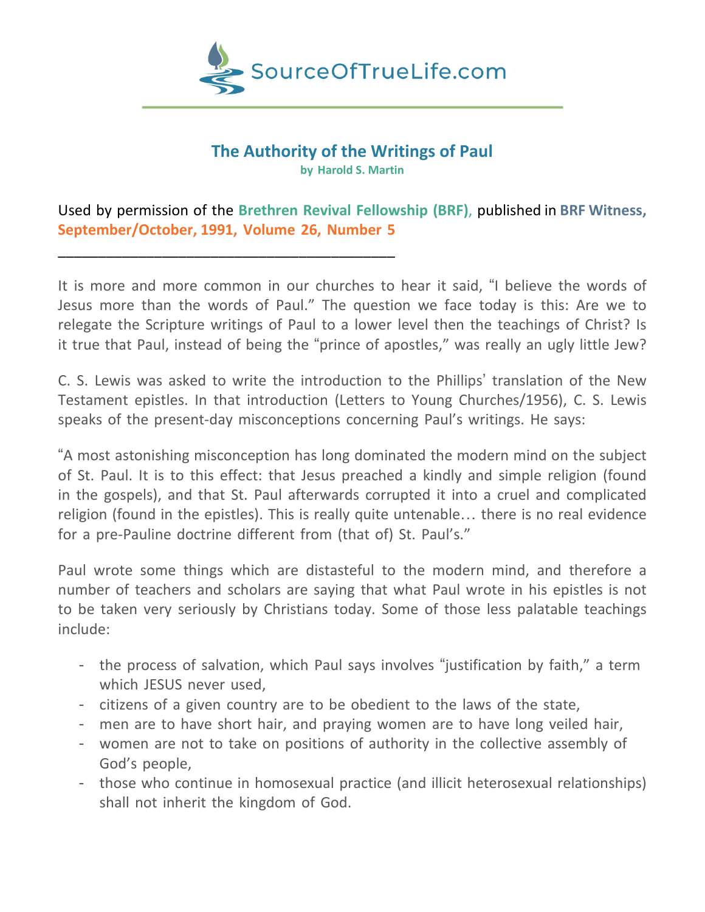SourceOfTrueLife.com

# The Authority of the Writings of Paul

**by Harold S. Martin**

Used by permission of the **Brethren Revival Fellowship (BRF)**, published in **BRF Witness, September/October, 1991, Volume 26, Number 5**

---

It is more and more common in our churches to hear it said, "I believe the words of Jesus more than the words of Paul." The question we face today is this: Are we to relegate the Scripture writings of Paul to a lower level then the teachings of Christ? Is it true that Paul, instead of being the "prince of apostles," was really an ugly little Jew?

C. S. Lewis was asked to write the introduction to the Phillips' translation of the New Testament epistles. In that introduction (Letters to Young Churches/1956), C. S. Lewis speaks of the present-day misconceptions concerning Paul's writings. He says:

"A most astonishing misconception has long dominated the modern mind on the subject of St. Paul. It is to this effect: that Jesus preached a kindly and simple religion (found in the gospels), and that St. Paul afterwards corrupted it into a cruel and complicated religion (found in the epistles). This is really quite untenable… there is no real evidence for a pre-Pauline doctrine different from (that of) St. Paul's."

Paul wrote some things which are distasteful to the modern mind, and therefore a number of teachers and scholars are saying that what Paul wrote in his epistles is not to be taken very seriously by Christians today. Some of those less palatable teachings include:

- the process of salvation, which Paul says involves "justification by faith," a term which JESUS never used,
- citizens of a given country are to be obedient to the laws of the state,
- men are to have short hair, and praying women are to have long veiled hair,
- women are not to take on positions of authority in the collective assembly of God's people,
- those who continue in homosexual practice (and illicit heterosexual relationships) shall not inherit the kingdom of God.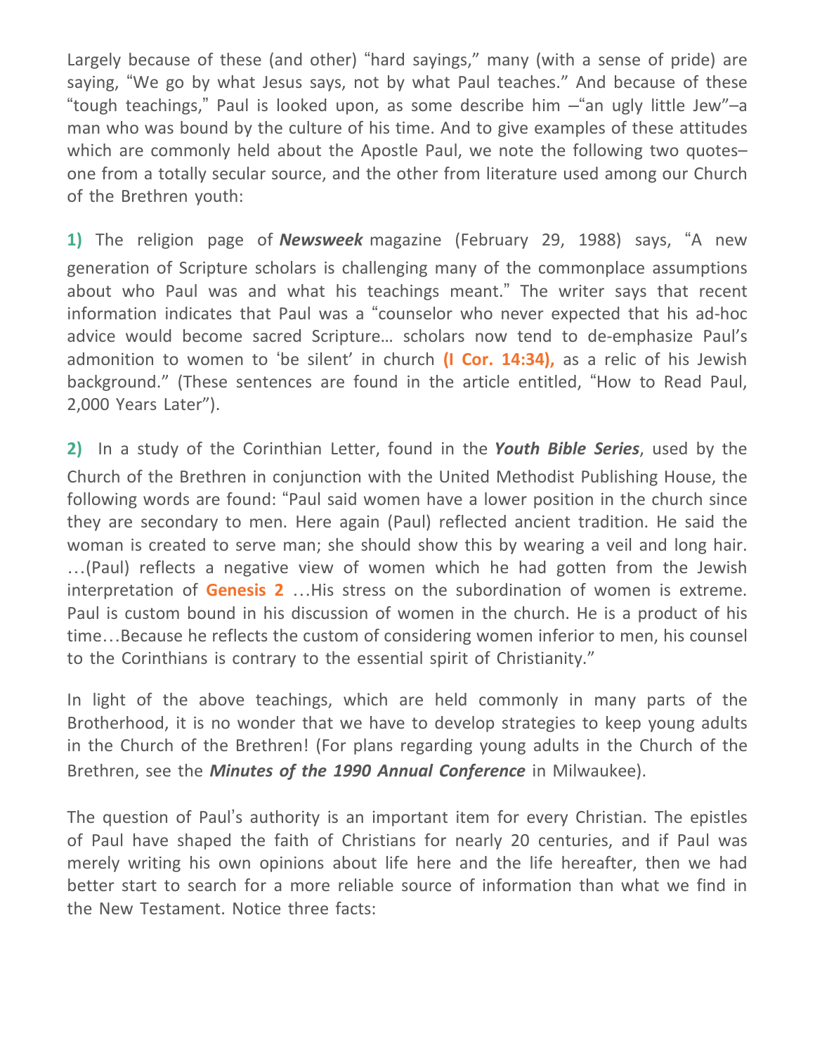Largely because of these (and other) "hard sayings," many (with a sense of pride) are saying, "We go by what Jesus says, not by what Paul teaches." And because of these "tough teachings," Paul is looked upon, as some describe him –"an ugly little Jew"–a man who was bound by the culture of his time. And to give examples of these attitudes which are commonly held about the Apostle Paul, we note the following two quotes–one from a totally secular source, and the other from literature used among our Church of the Brethren youth:

**1)** The religion page of ***Newsweek*** magazine (February 29, 1988) says, "A new generation of Scripture scholars is challenging many of the commonplace assumptions about who Paul was and what his teachings meant." The writer says that recent information indicates that Paul was a "counselor who never expected that his ad-hoc advice would become sacred Scripture… scholars now tend to de-emphasize Paul's admonition to women to 'be silent' in church **(I Cor. 14:34),** as a relic of his Jewish background." (These sentences are found in the article entitled, "How to Read Paul, 2,000 Years Later").

**2)** In a study of the Corinthian Letter, found in the ***Youth Bible Series***, used by the Church of the Brethren in conjunction with the United Methodist Publishing House, the following words are found: "Paul said women have a lower position in the church since they are secondary to men. Here again (Paul) reflected ancient tradition. He said the woman is created to serve man; she should show this by wearing a veil and long hair. …(Paul) reflects a negative view of women which he had gotten from the Jewish interpretation of **Genesis 2** …His stress on the subordination of women is extreme. Paul is custom bound in his discussion of women in the church. He is a product of his time…Because he reflects the custom of considering women inferior to men, his counsel to the Corinthians is contrary to the essential spirit of Christianity."

In light of the above teachings, which are held commonly in many parts of the Brotherhood, it is no wonder that we have to develop strategies to keep young adults in the Church of the Brethren! (For plans regarding young adults in the Church of the Brethren, see the ***Minutes of the 1990 Annual Conference*** in Milwaukee).

The question of Paul's authority is an important item for every Christian. The epistles of Paul have shaped the faith of Christians for nearly 20 centuries, and if Paul was merely writing his own opinions about life here and the life hereafter, then we had better start to search for a more reliable source of information than what we find in the New Testament. Notice three facts: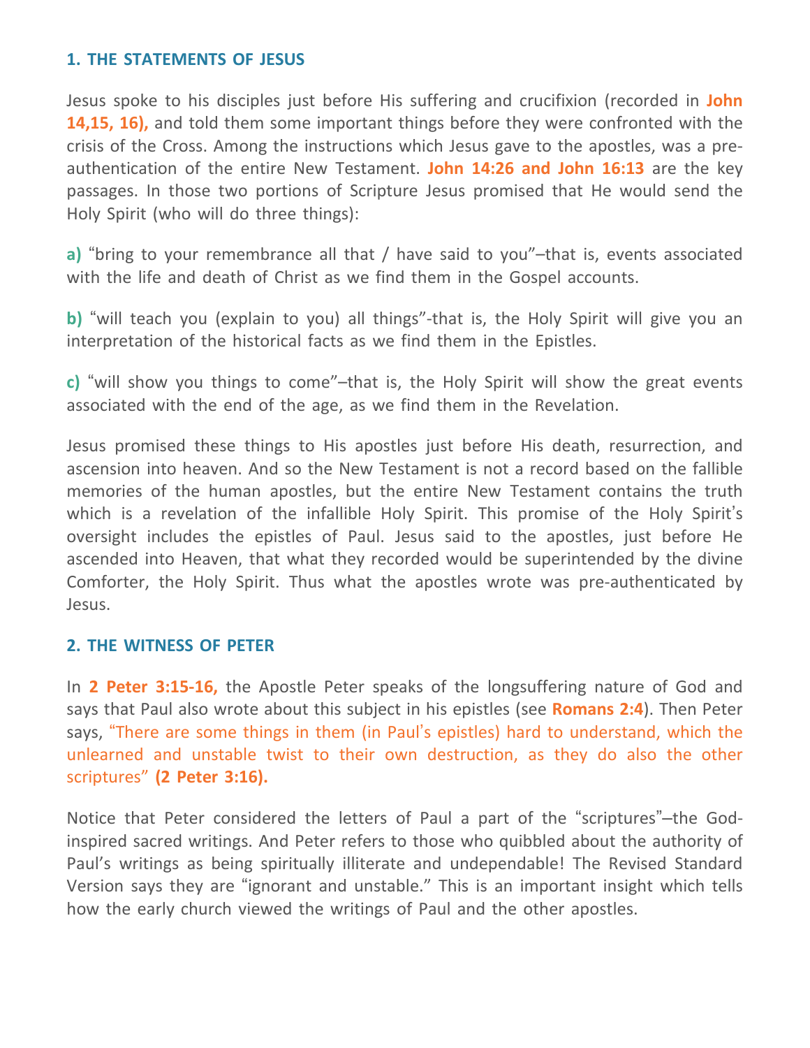## 1. THE STATEMENTS OF JESUS

Jesus spoke to his disciples just before His suffering and crucifixion (recorded in **John 14,15, 16),** and told them some important things before they were confronted with the crisis of the Cross. Among the instructions which Jesus gave to the apostles, was a pre-authentication of the entire New Testament. **John 14:26 and John 16:13** are the key passages. In those two portions of Scripture Jesus promised that He would send the Holy Spirit (who will do three things):

**a)** "bring to your remembrance all that / have said to you"–that is, events associated with the life and death of Christ as we find them in the Gospel accounts.

**b)** "will teach you (explain to you) all things"-that is, the Holy Spirit will give you an interpretation of the historical facts as we find them in the Epistles.

**c)** "will show you things to come"–that is, the Holy Spirit will show the great events associated with the end of the age, as we find them in the Revelation.

Jesus promised these things to His apostles just before His death, resurrection, and ascension into heaven. And so the New Testament is not a record based on the fallible memories of the human apostles, but the entire New Testament contains the truth which is a revelation of the infallible Holy Spirit. This promise of the Holy Spirit's oversight includes the epistles of Paul. Jesus said to the apostles, just before He ascended into Heaven, that what they recorded would be superintended by the divine Comforter, the Holy Spirit. Thus what the apostles wrote was pre-authenticated by Jesus.

## 2. THE WITNESS OF PETER

In **2 Peter 3:15-16,** the Apostle Peter speaks of the longsuffering nature of God and says that Paul also wrote about this subject in his epistles (see **Romans 2:4**). Then Peter says, "There are some things in them (in Paul's epistles) hard to understand, which the unlearned and unstable twist to their own destruction, as they do also the other scriptures" **(2 Peter 3:16).**

Notice that Peter considered the letters of Paul a part of the "scriptures"–the God-inspired sacred writings. And Peter refers to those who quibbled about the authority of Paul's writings as being spiritually illiterate and undependable! The Revised Standard Version says they are "ignorant and unstable." This is an important insight which tells how the early church viewed the writings of Paul and the other apostles.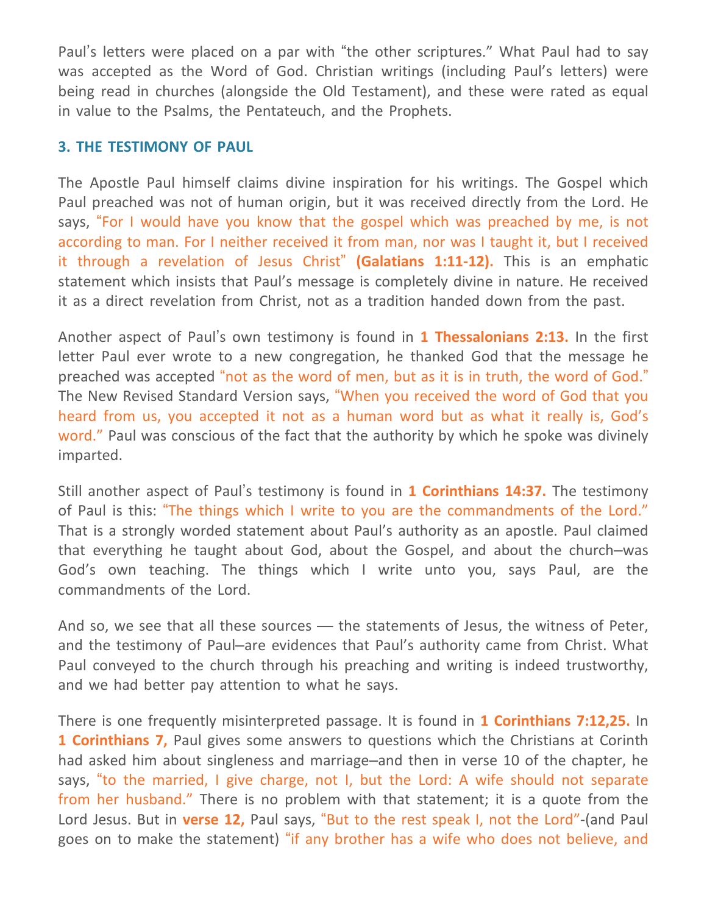Paul's letters were placed on a par with "the other scriptures." What Paul had to say was accepted as the Word of God. Christian writings (including Paul's letters) were being read in churches (alongside the Old Testament), and these were rated as equal in value to the Psalms, the Pentateuch, and the Prophets.

### 3. THE TESTIMONY OF PAUL

The Apostle Paul himself claims divine inspiration for his writings. The Gospel which Paul preached was not of human origin, but it was received directly from the Lord. He says, "For I would have you know that the gospel which was preached by me, is not according to man. For I neither received it from man, nor was I taught it, but I received it through a revelation of Jesus Christ" **(Galatians 1:11-12).** This is an emphatic statement which insists that Paul's message is completely divine in nature. He received it as a direct revelation from Christ, not as a tradition handed down from the past.

Another aspect of Paul's own testimony is found in **1 Thessalonians 2:13.** In the first letter Paul ever wrote to a new congregation, he thanked God that the message he preached was accepted "not as the word of men, but as it is in truth, the word of God." The New Revised Standard Version says, "When you received the word of God that you heard from us, you accepted it not as a human word but as what it really is, God's word." Paul was conscious of the fact that the authority by which he spoke was divinely imparted.

Still another aspect of Paul's testimony is found in **1 Corinthians 14:37.** The testimony of Paul is this: "The things which I write to you are the commandments of the Lord." That is a strongly worded statement about Paul's authority as an apostle. Paul claimed that everything he taught about God, about the Gospel, and about the church–was God's own teaching. The things which I write unto you, says Paul, are the commandments of the Lord.

And so, we see that all these sources — the statements of Jesus, the witness of Peter, and the testimony of Paul–are evidences that Paul's authority came from Christ. What Paul conveyed to the church through his preaching and writing is indeed trustworthy, and we had better pay attention to what he says.

There is one frequently misinterpreted passage. It is found in **1 Corinthians 7:12,25.** In **1 Corinthians 7,** Paul gives some answers to questions which the Christians at Corinth had asked him about singleness and marriage–and then in verse 10 of the chapter, he says, "to the married, I give charge, not I, but the Lord: A wife should not separate from her husband." There is no problem with that statement; it is a quote from the Lord Jesus. But in **verse 12,** Paul says, "But to the rest speak I, not the Lord"-(and Paul goes on to make the statement) "if any brother has a wife who does not believe, and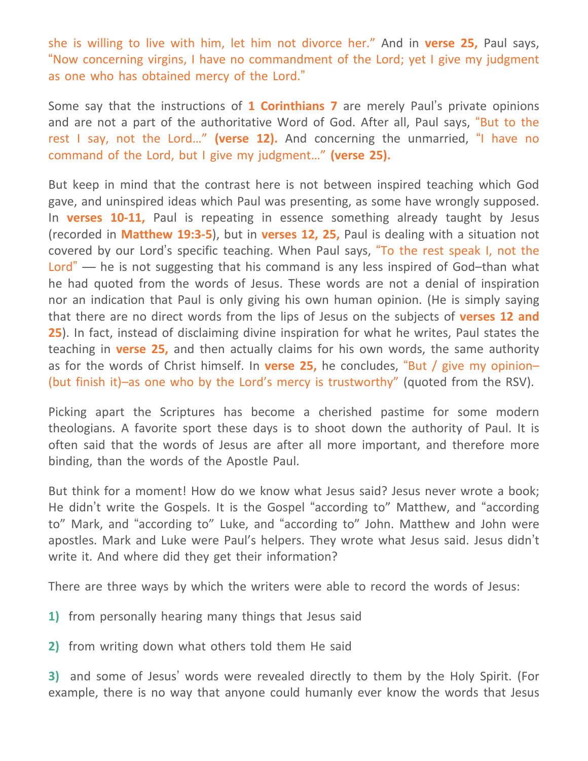she is willing to live with him, let him not divorce her." And in **verse 25,** Paul says, "Now concerning virgins, I have no commandment of the Lord; yet I give my judgment as one who has obtained mercy of the Lord."

Some say that the instructions of **1 Corinthians 7** are merely Paul's private opinions and are not a part of the authoritative Word of God. After all, Paul says, "But to the rest I say, not the Lord..." **(verse 12).** And concerning the unmarried, "I have no command of the Lord, but I give my judgment..." **(verse 25).**

But keep in mind that the contrast here is not between inspired teaching which God gave, and uninspired ideas which Paul was presenting, as some have wrongly supposed. In **verses 10-11,** Paul is repeating in essence something already taught by Jesus (recorded in **Matthew 19:3-5**), but in **verses 12, 25,** Paul is dealing with a situation not covered by our Lord's specific teaching. When Paul says, "To the rest speak I, not the Lord" — he is not suggesting that his command is any less inspired of God–than what he had quoted from the words of Jesus. These words are not a denial of inspiration nor an indication that Paul is only giving his own human opinion. (He is simply saying that there are no direct words from the lips of Jesus on the subjects of **verses 12 and 25**). In fact, instead of disclaiming divine inspiration for what he writes, Paul states the teaching in **verse 25,** and then actually claims for his own words, the same authority as for the words of Christ himself. In **verse 25,** he concludes, "But / give my opinion–(but finish it)–as one who by the Lord's mercy is trustworthy" (quoted from the RSV).

Picking apart the Scriptures has become a cherished pastime for some modern theologians. A favorite sport these days is to shoot down the authority of Paul. It is often said that the words of Jesus are after all more important, and therefore more binding, than the words of the Apostle Paul.

But think for a moment! How do we know what Jesus said? Jesus never wrote a book; He didn't write the Gospels. It is the Gospel "according to" Matthew, and "according to" Mark, and "according to" Luke, and "according to" John. Matthew and John were apostles. Mark and Luke were Paul's helpers. They wrote what Jesus said. Jesus didn't write it. And where did they get their information?

There are three ways by which the writers were able to record the words of Jesus:

**1)** from personally hearing many things that Jesus said

**2)** from writing down what others told them He said

**3)** and some of Jesus' words were revealed directly to them by the Holy Spirit. (For example, there is no way that anyone could humanly ever know the words that Jesus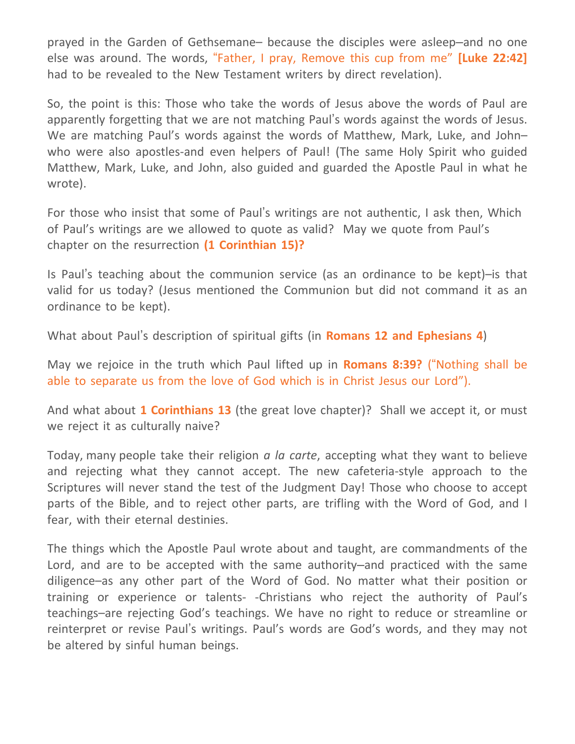prayed in the Garden of Gethsemane– because the disciples were asleep–and no one else was around. The words, "Father, I pray, Remove this cup from me" **[Luke 22:42]** had to be revealed to the New Testament writers by direct revelation).

So, the point is this: Those who take the words of Jesus above the words of Paul are apparently forgetting that we are not matching Paul's words against the words of Jesus. We are matching Paul's words against the words of Matthew, Mark, Luke, and John– who were also apostles-and even helpers of Paul! (The same Holy Spirit who guided Matthew, Mark, Luke, and John, also guided and guarded the Apostle Paul in what he wrote).

For those who insist that some of Paul's writings are not authentic, I ask then, Which of Paul's writings are we allowed to quote as valid? May we quote from Paul's chapter on the resurrection **(1 Corinthian 15)?**

Is Paul's teaching about the communion service (as an ordinance to be kept)–is that valid for us today? (Jesus mentioned the Communion but did not command it as an ordinance to be kept).

What about Paul's description of spiritual gifts (in **Romans 12 and Ephesians 4**)

May we rejoice in the truth which Paul lifted up in **Romans 8:39?** ("Nothing shall be able to separate us from the love of God which is in Christ Jesus our Lord").

And what about **1 Corinthians 13** (the great love chapter)? Shall we accept it, or must we reject it as culturally naive?

Today, many people take their religion *a la carte*, accepting what they want to believe and rejecting what they cannot accept. The new cafeteria-style approach to the Scriptures will never stand the test of the Judgment Day! Those who choose to accept parts of the Bible, and to reject other parts, are trifling with the Word of God, and I fear, with their eternal destinies.

The things which the Apostle Paul wrote about and taught, are commandments of the Lord, and are to be accepted with the same authority–and practiced with the same diligence–as any other part of the Word of God. No matter what their position or training or experience or talents- -Christians who reject the authority of Paul's teachings–are rejecting God's teachings. We have no right to reduce or streamline or reinterpret or revise Paul's writings. Paul's words are God's words, and they may not be altered by sinful human beings.